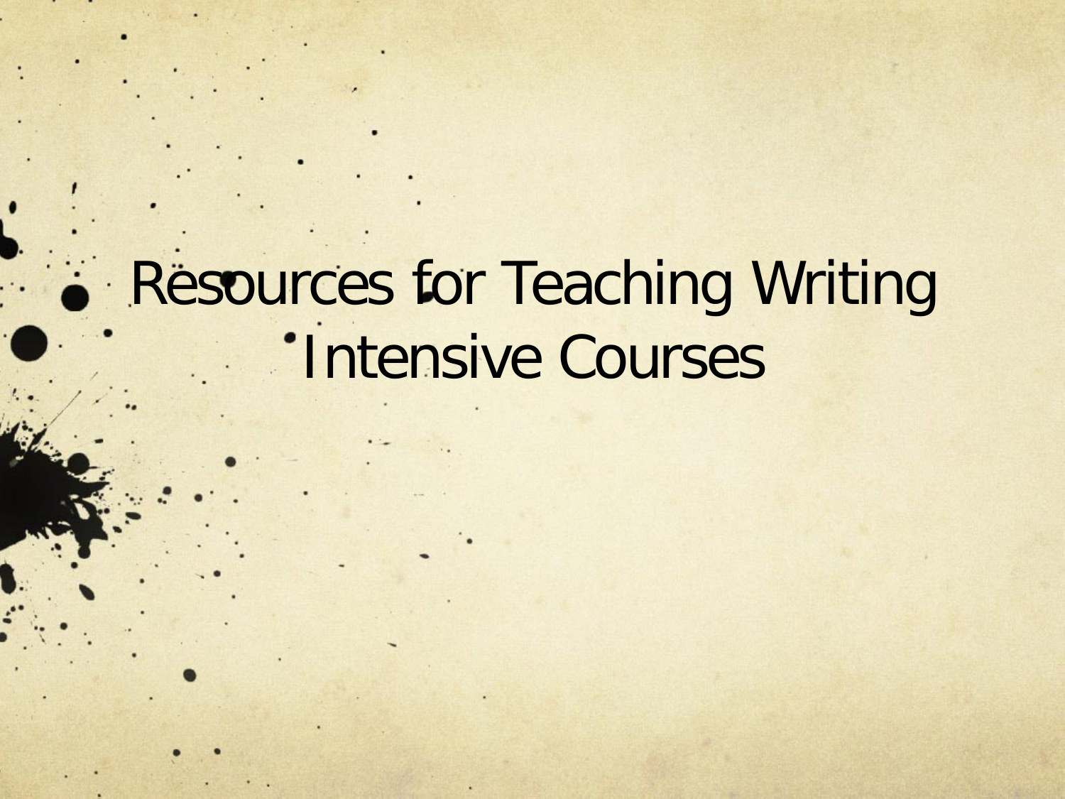# Resources for Teaching Writing Intensive Courses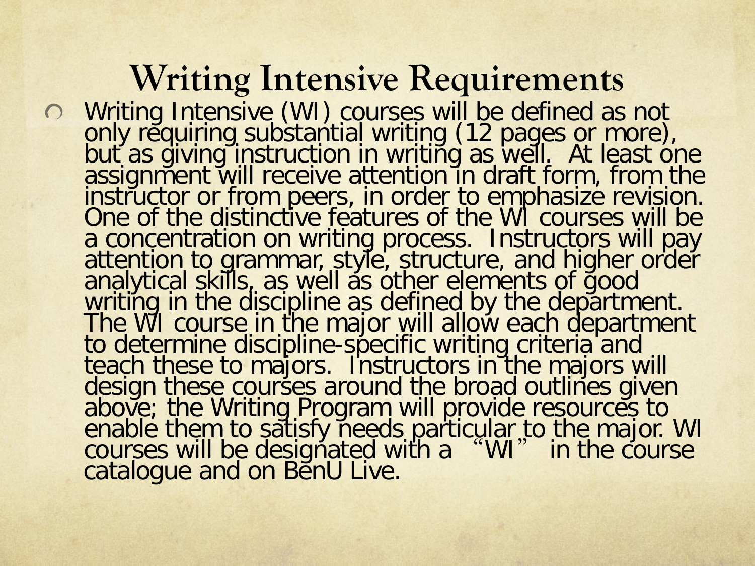# Writing Intensive Requirements

- Writing Intensive (WI) courses will be defined as not only requiring substantial writing (12 pages or more), but as giving instruction in writing as well. At least one assignment will receive attention in draft form, from the instructor or from peers, in order to emphasize revision. One of the distinctive features of the WI courses will be a concentration on writing process. Instructors will pay attention to grammar, style, structure, and higher order analytical skills, as well as other elements of good writing in the discipline as defined by the department. The WI course in the major will allow each department to determine discipline-specific writing criteria and teach these to majors. Instructors in the majors will design these courses around the broad outlines given above; the Writing Program will provide resources to enable them to satisfy needs particular to the major. WI courses will be designated with a "WI" in the course catalogue and on BenU Live.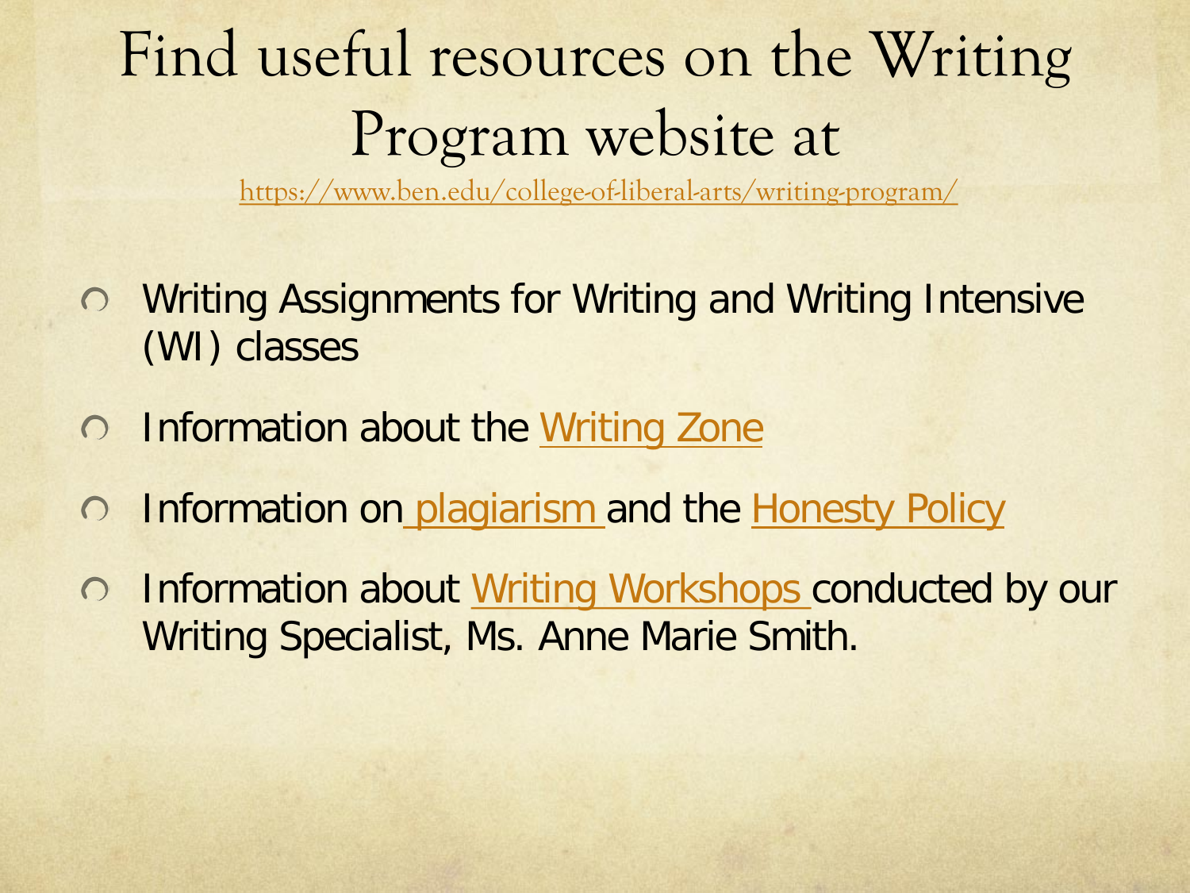# Find useful resources on the Writing Program website at

https://www.ben.edu/college-of-liberal-arts/writing-program/

- Writing Assignments for Writing and Writing Intensive (WI) classes
- Information about the Writing Zone
- Information on plagiarism and the Honesty Policy
- Information about Writing Workshops conducted by our Writing Specialist, Ms. Anne Marie Smith.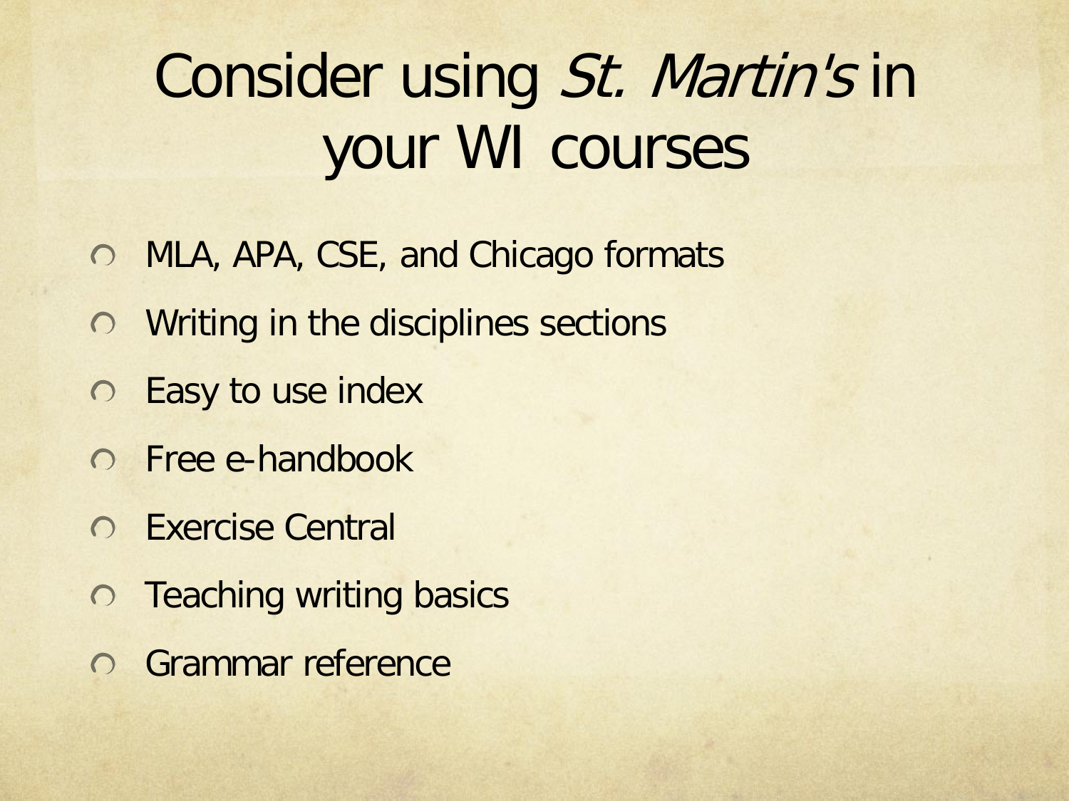# Consider using *St. Martin's* in your WI courses

- MLA, APA, CSE, and Chicago formats
- Writing in the disciplines sections
- Easy to use index
- Free e-handbook
- Exercise Central
- Teaching writing basics
- Grammar reference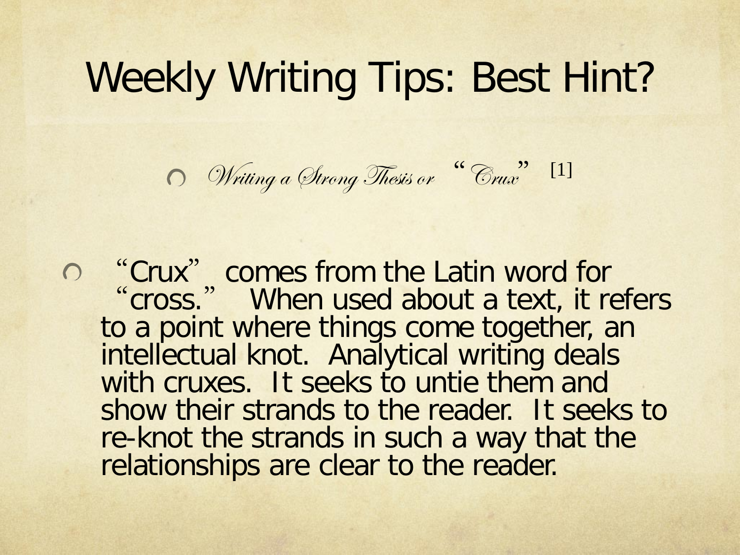# Weekly Writing Tips: Best Hint?

- *Writing a Strong Thesis or "Crux"* [1]

- "Crux" comes from the Latin word for "cross." When used about a text, it refers to a point where things come together, an intellectual knot. Analytical writing deals with cruxes. It seeks to untie them and show their strands to the reader. It seeks to re-knot the strands in such a way that the relationships are clear to the reader.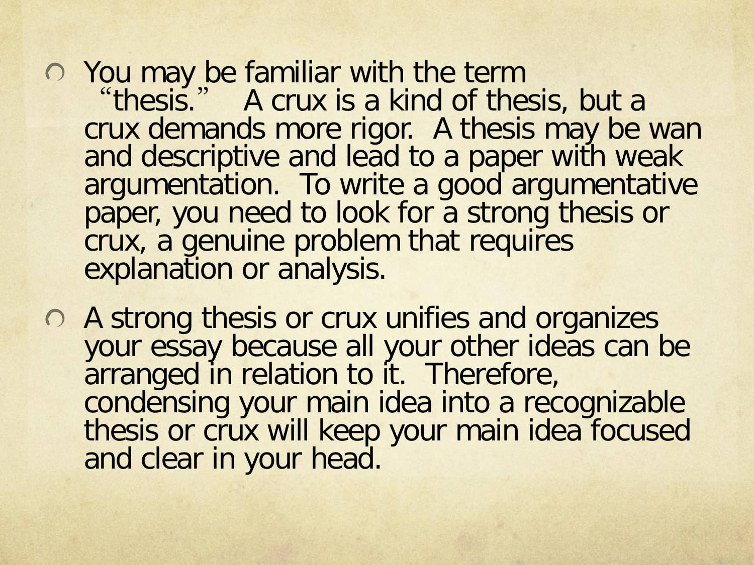- You may be familiar with the term "thesis." A crux is a kind of thesis, but a crux demands more rigor. A thesis may be wan and descriptive and lead to a paper with weak argumentation. To write a good argumentative paper, you need to look for a strong thesis or crux, a genuine problem that requires explanation or analysis.
- A strong thesis or crux unifies and organizes your essay because all your other ideas can be arranged in relation to it. Therefore, condensing your main idea into a recognizable thesis or crux will keep your main idea focused and clear in your head.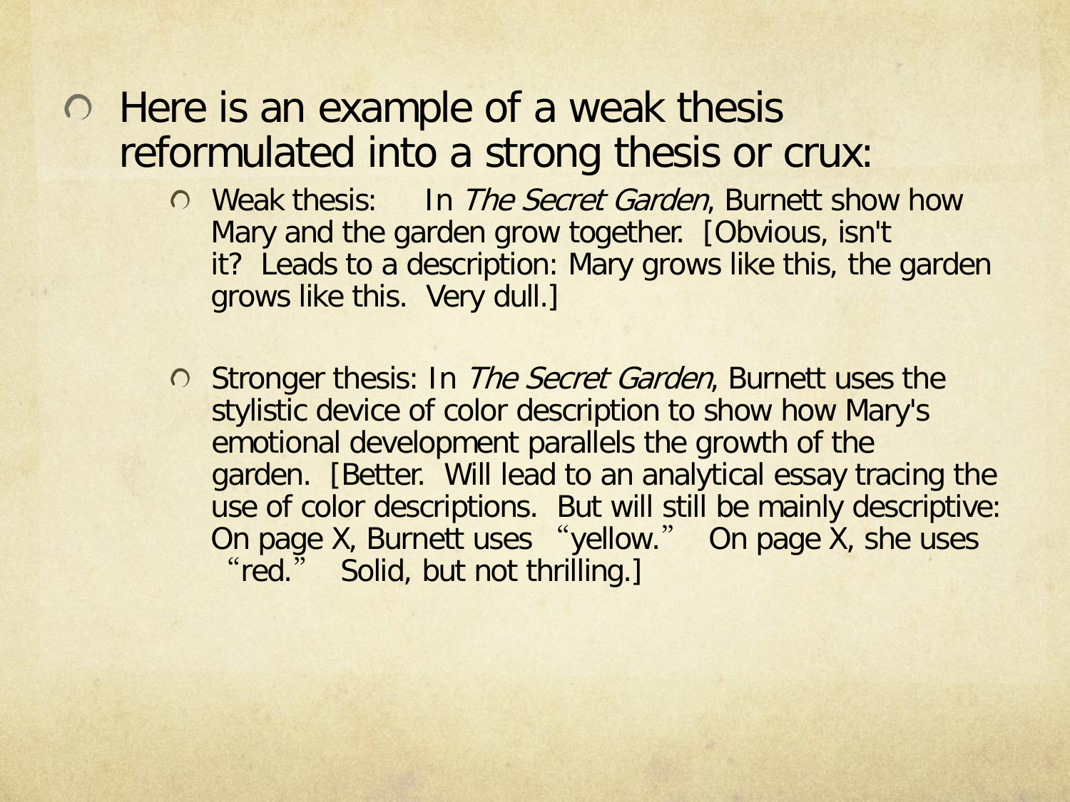- Here is an example of a weak thesis reformulated into a strong thesis or crux:
  - Weak thesis: In *The Secret Garden*, Burnett show how Mary and the garden grow together. [Obvious, isn't it? Leads to a description: Mary grows like this, the garden grows like this. Very dull.]
  - Stronger thesis: In *The Secret Garden*, Burnett uses the stylistic device of color description to show how Mary's emotional development parallels the growth of the garden. [Better. Will lead to an analytical essay tracing the use of color descriptions. But will still be mainly descriptive: On page X, Burnett uses "yellow." On page X, she uses "red." Solid, but not thrilling.]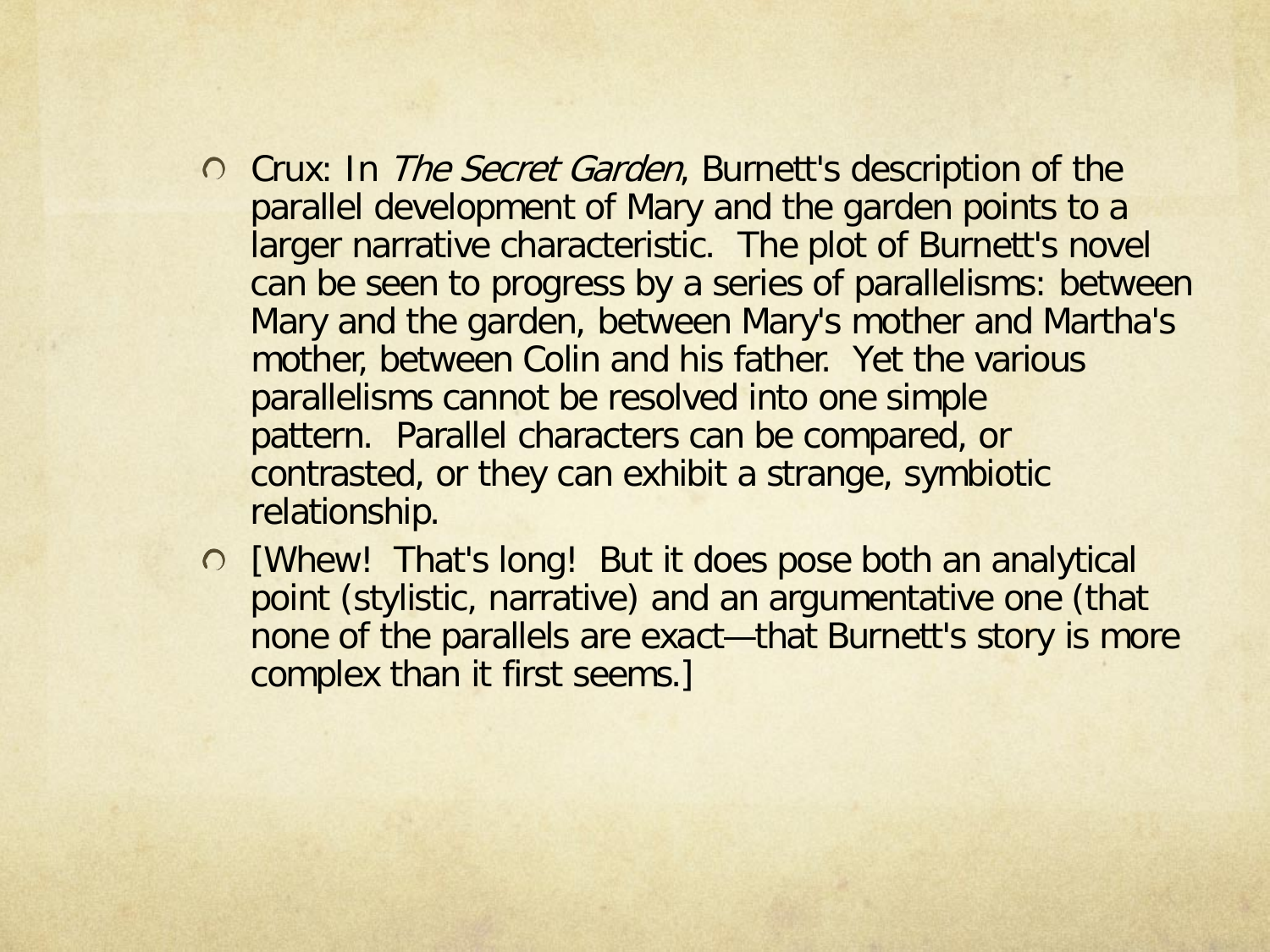- Crux: In *The Secret Garden*, Burnett's description of the parallel development of Mary and the garden points to a larger narrative characteristic. The plot of Burnett's novel can be seen to progress by a series of parallelisms: between Mary and the garden, between Mary's mother and Martha's mother, between Colin and his father. Yet the various parallelisms cannot be resolved into one simple pattern. Parallel characters can be compared, or contrasted, or they can exhibit a strange, symbiotic relationship.
- [Whew! That's long! But it does pose both an analytical point (stylistic, narrative) and an argumentative one (that none of the parallels are exact—that Burnett's story is more complex than it first seems.]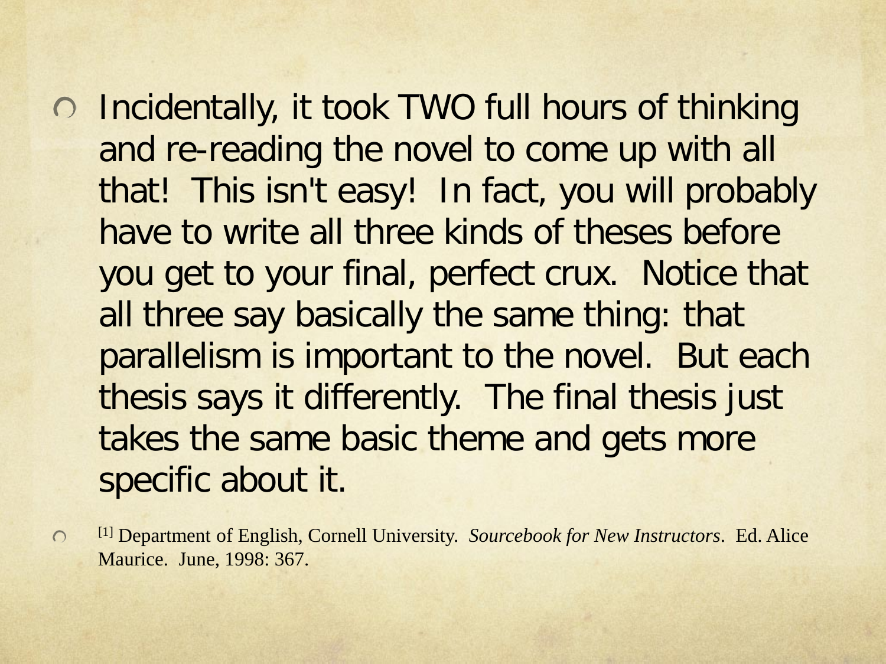- Incidentally, it took TWO full hours of thinking and re-reading the novel to come up with all that! This isn't easy! In fact, you will probably have to write all three kinds of theses before you get to your final, perfect crux. Notice that all three say basically the same thing: that parallelism is important to the novel. But each thesis says it differently. The final thesis just takes the same basic theme and gets more specific about it.

- [1] Department of English, Cornell University. *Sourcebook for New Instructors*. Ed. Alice Maurice. June, 1998: 367.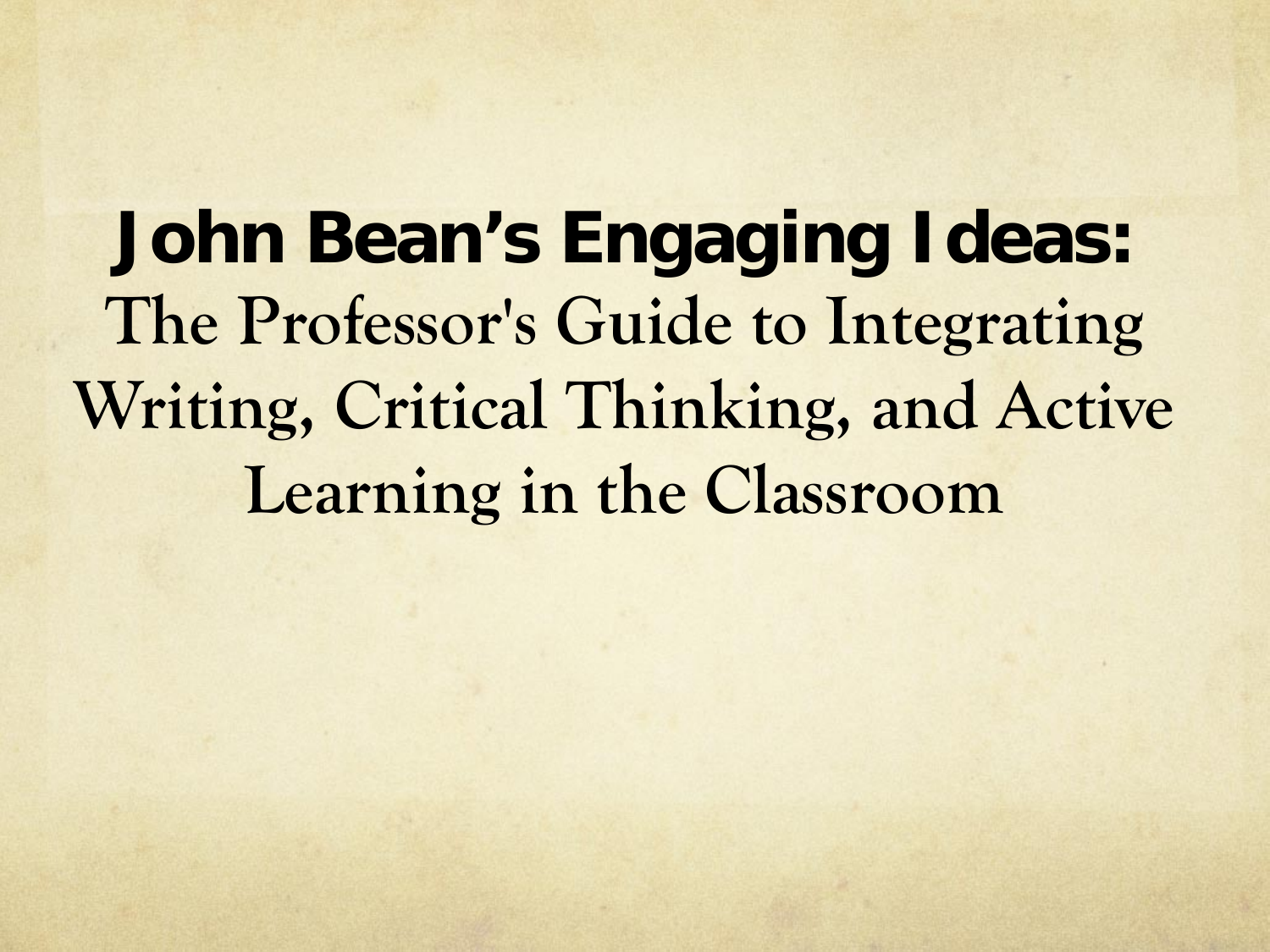# John Bean's Engaging Ideas:

The Professor's Guide to Integrating Writing, Critical Thinking, and Active Learning in the Classroom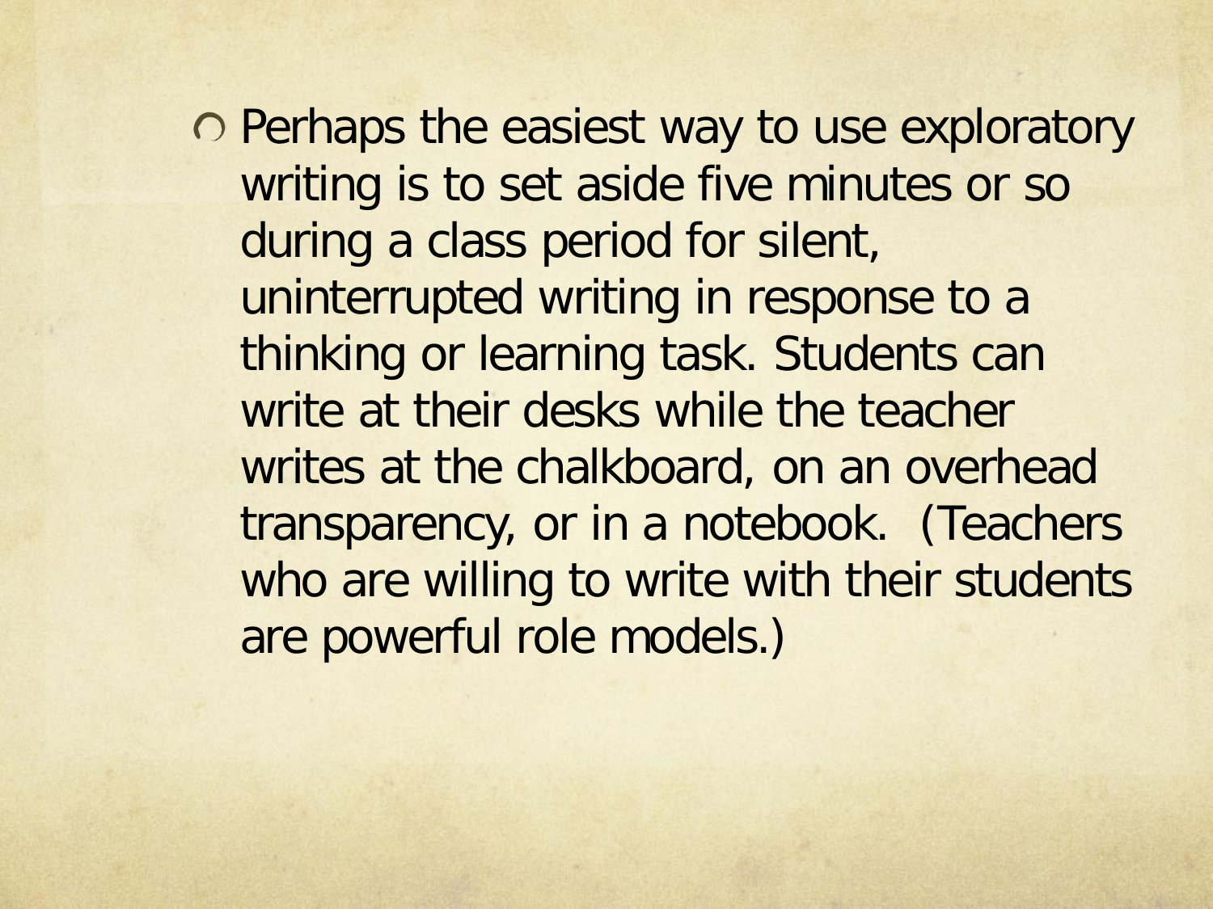- Perhaps the easiest way to use exploratory writing is to set aside five minutes or so during a class period for silent, uninterrupted writing in response to a thinking or learning task. Students can write at their desks while the teacher writes at the chalkboard, on an overhead transparency, or in a notebook. (Teachers who are willing to write with their students are powerful role models.)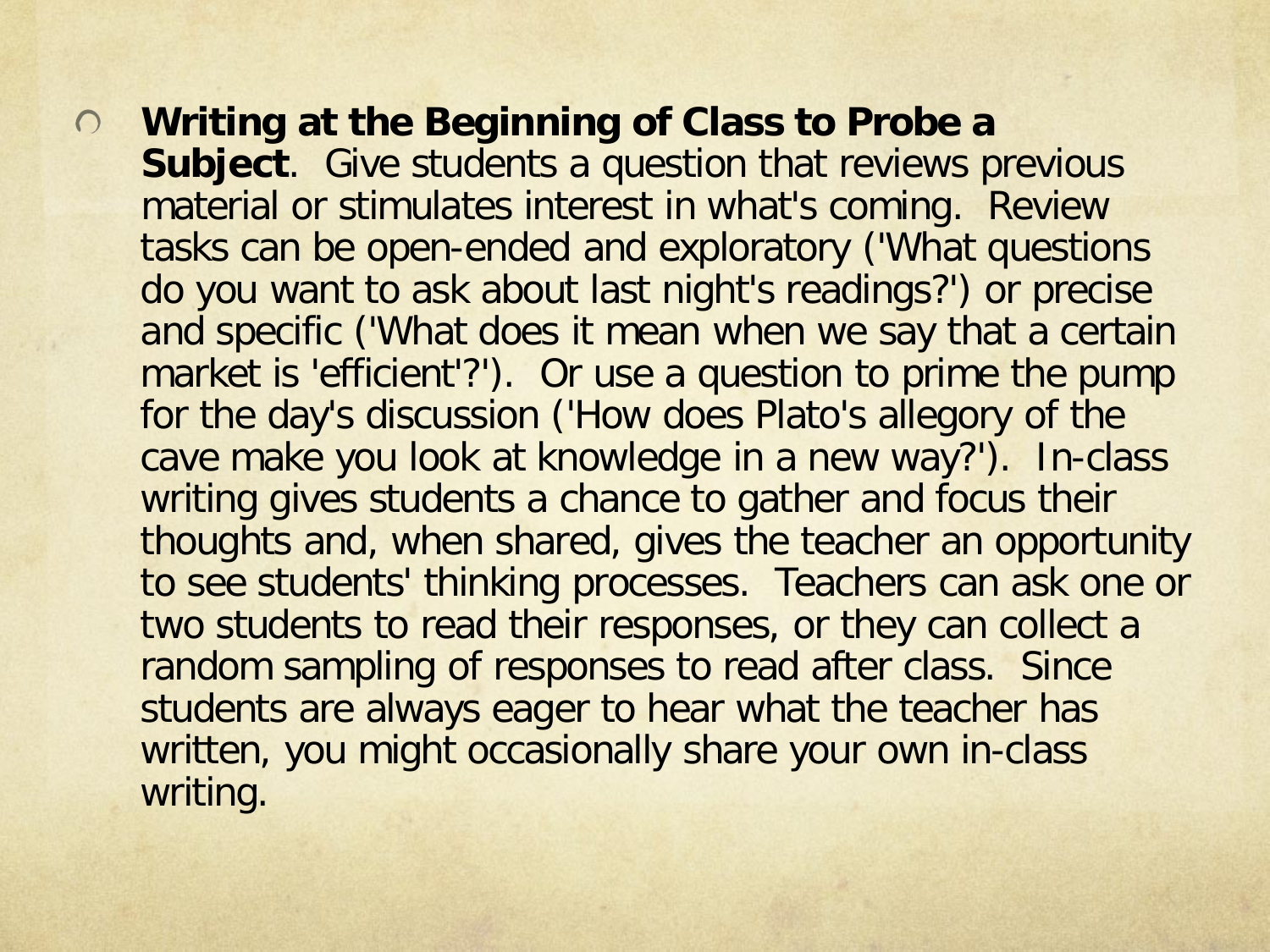- **Writing at the Beginning of Class to Probe a Subject**. Give students a question that reviews previous material or stimulates interest in what's coming. Review tasks can be open-ended and exploratory ('What questions do you want to ask about last night's readings?') or precise and specific ('What does it mean when we say that a certain market is 'efficient'?'). Or use a question to prime the pump for the day's discussion ('How does Plato's allegory of the cave make you look at knowledge in a new way?'). In-class writing gives students a chance to gather and focus their thoughts and, when shared, gives the teacher an opportunity to see students' thinking processes. Teachers can ask one or two students to read their responses, or they can collect a random sampling of responses to read after class. Since students are always eager to hear what the teacher has written, you might occasionally share your own in-class writing.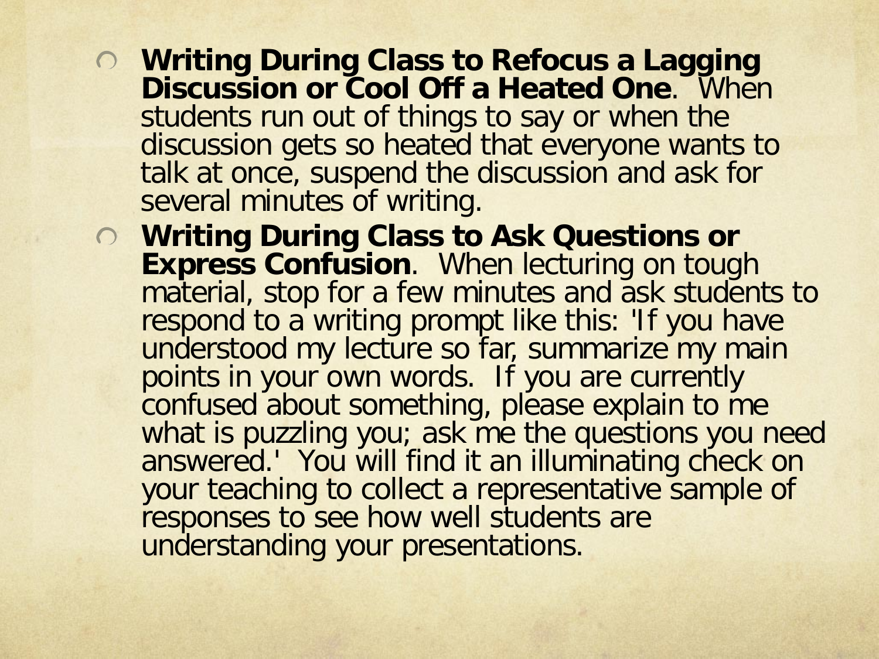- **Writing During Class to Refocus a Lagging Discussion or Cool Off a Heated One**. When students run out of things to say or when the discussion gets so heated that everyone wants to talk at once, suspend the discussion and ask for several minutes of writing.
- **Writing During Class to Ask Questions or Express Confusion**. When lecturing on tough material, stop for a few minutes and ask students to respond to a writing prompt like this: 'If you have understood my lecture so far, summarize my main points in your own words. If you are currently confused about something, please explain to me what is puzzling you; ask me the questions you need answered.' You will find it an illuminating check on your teaching to collect a representative sample of responses to see how well students are understanding your presentations.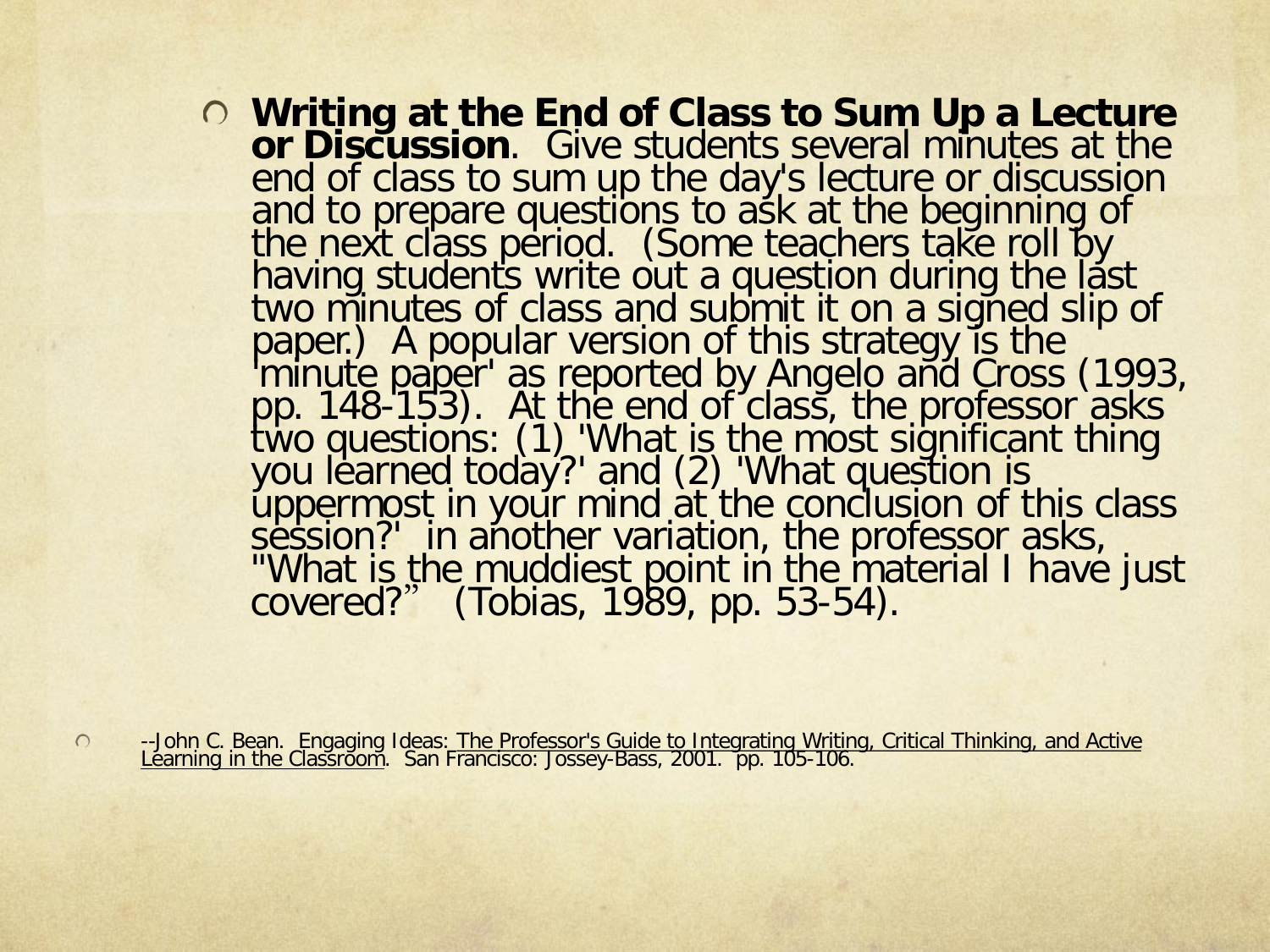- **Writing at the End of Class to Sum Up a Lecture or Discussion**. Give students several minutes at the end of class to sum up the day's lecture or discussion and to prepare questions to ask at the beginning of the next class period. (Some teachers take roll by having students write out a question during the last two minutes of class and submit it on a signed slip of paper.) A popular version of this strategy is the 'minute paper' as reported by Angelo and Cross (1993, pp. 148-153). At the end of class, the professor asks two questions: (1) 'What is the most significant thing you learned today?' and (2) 'What question is uppermost in your mind at the conclusion of this class session?' in another variation, the professor asks, "What is the muddiest point in the material I have just covered?" (Tobias, 1989, pp. 53-54).

- --John C. Bean. Engaging Ideas: The Professor's Guide to Integrating Writing, Critical Thinking, and Active Learning in the Classroom. San Francisco: Jossey-Bass, 2001. pp. 105-106.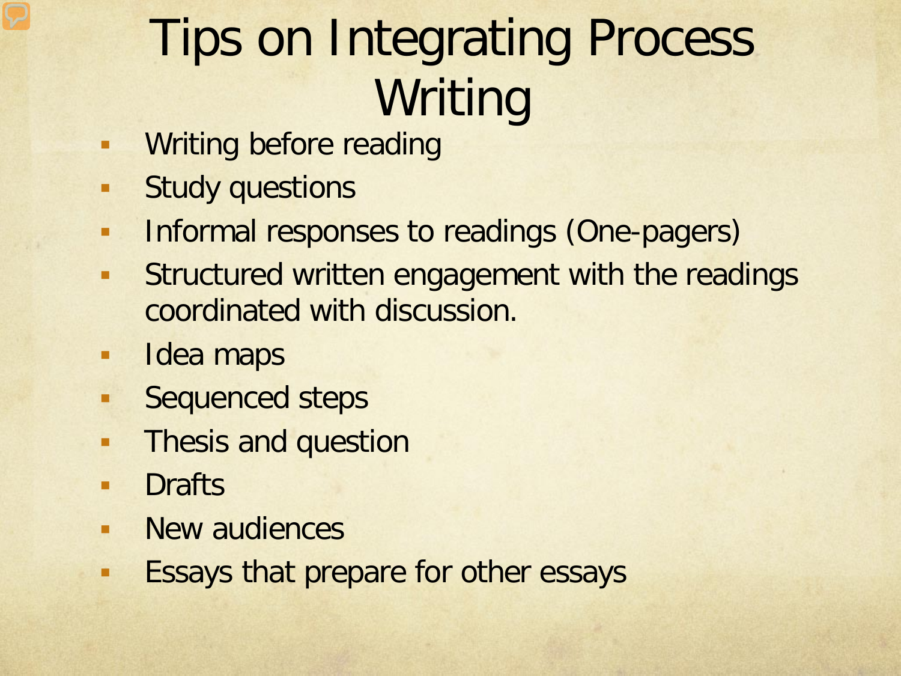# Tips on Integrating Process Writing

- Writing before reading
- Study questions
- Informal responses to readings (One-pagers)
- Structured written engagement with the readings coordinated with discussion.
- Idea maps
- Sequenced steps
- Thesis and question
- Drafts
- New audiences
- Essays that prepare for other essays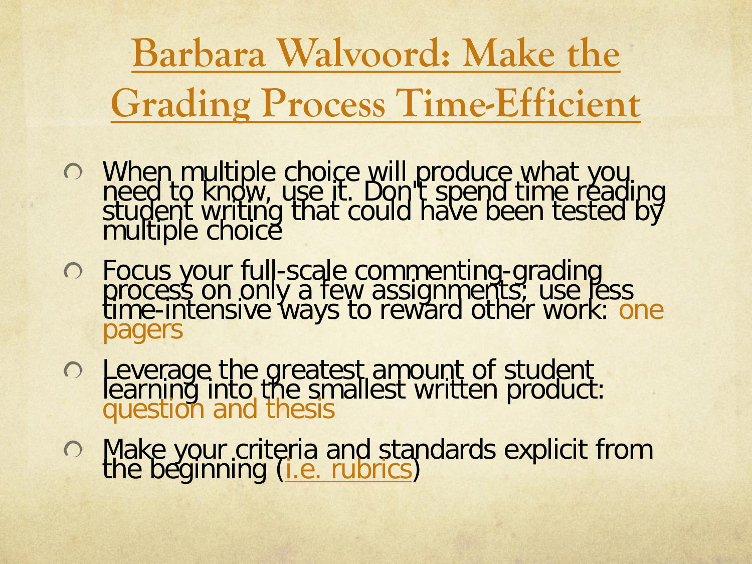# Barbara Walvoord: Make the Grading Process Time-Efficient

- When multiple choice will produce what you need to know, use it. Don't spend time reading student writing that could have been tested by multiple choice
- Focus your full-scale commenting-grading process on only a few assignments; use less time-intensive ways to reward other work: one pagers
- Leverage the greatest amount of student learning into the smallest written product: question and thesis
- Make your criteria and standards explicit from the beginning (i.e. rubrics)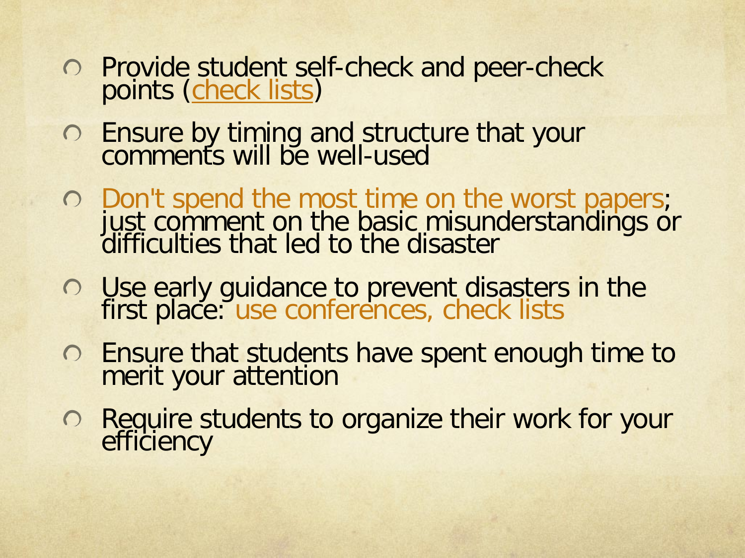- Provide student self-check and peer-check points (check lists)
- Ensure by timing and structure that your comments will be well-used
- Don't spend the most time on the worst papers; just comment on the basic misunderstandings or difficulties that led to the disaster
- Use early guidance to prevent disasters in the first place: use conferences, check lists
- Ensure that students have spent enough time to merit your attention
- Require students to organize their work for your efficiency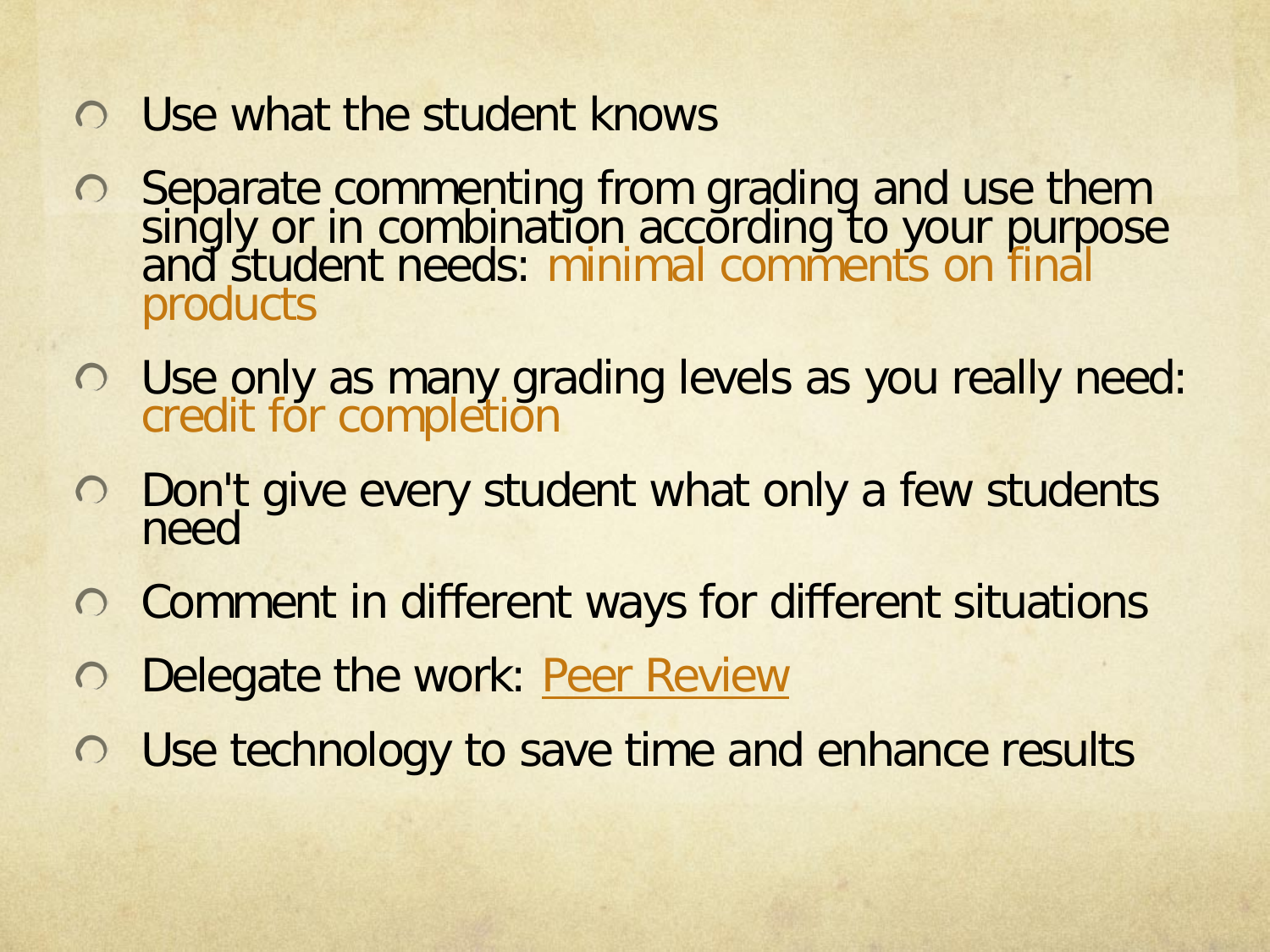- Use what the student knows
- Separate commenting from grading and use them singly or in combination according to your purpose and student needs: minimal comments on final products
- Use only as many grading levels as you really need: credit for completion
- Don't give every student what only a few students need
- Comment in different ways for different situations
- Delegate the work: Peer Review
- Use technology to save time and enhance results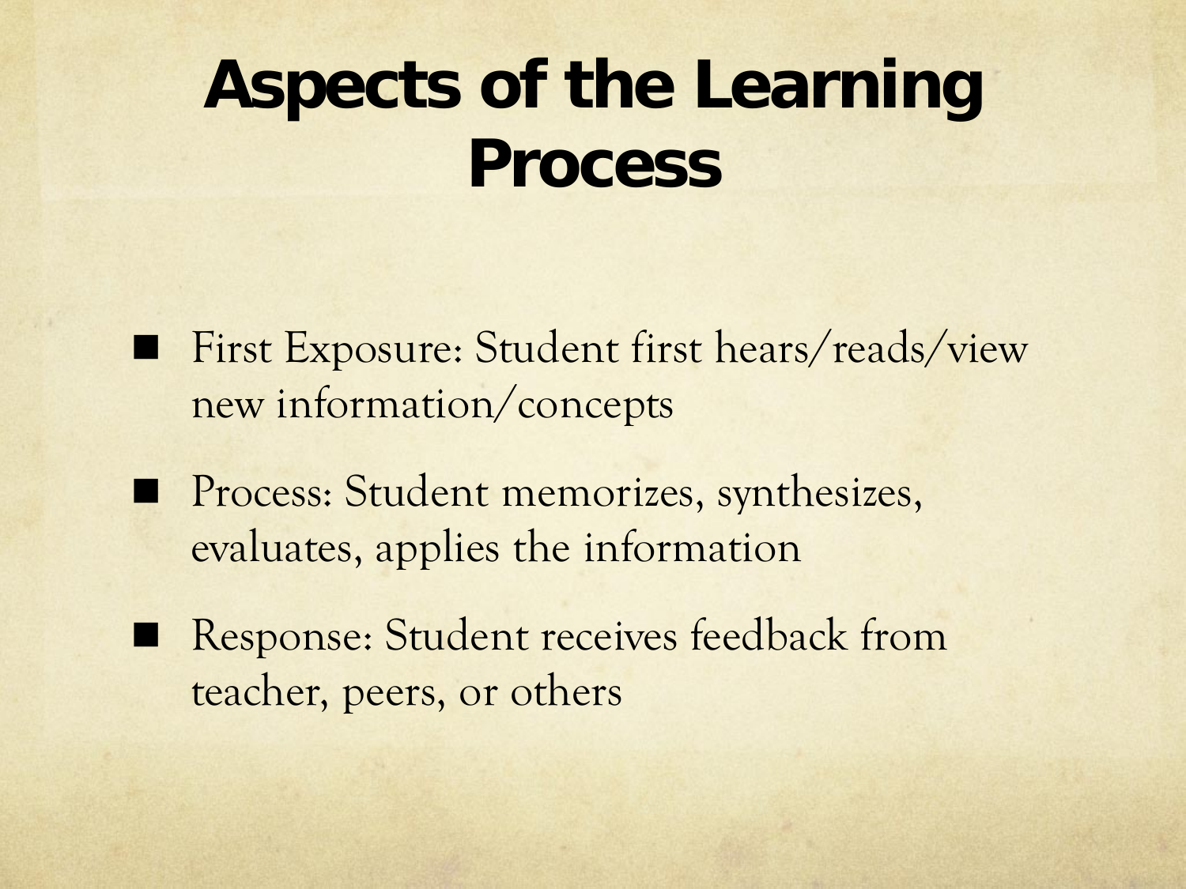# Aspects of the Learning Process

- First Exposure: Student first hears/reads/view new information/concepts
- Process: Student memorizes, synthesizes, evaluates, applies the information
- Response: Student receives feedback from teacher, peers, or others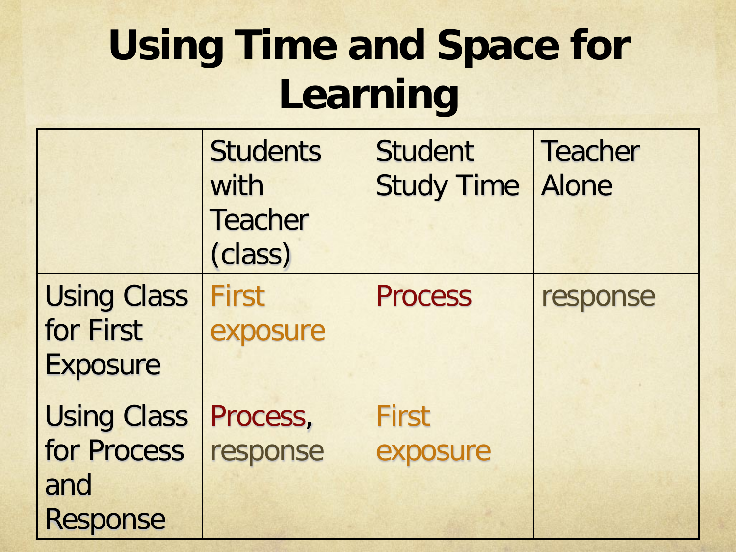# Using Time and Space for Learning

| | Students with Teacher (class) | Student Study Time | Teacher Alone |
|---|---|---|---|
| Using Class for First Exposure | First exposure | Process | response |
| Using Class for Process and Response | Process, response | First exposure | |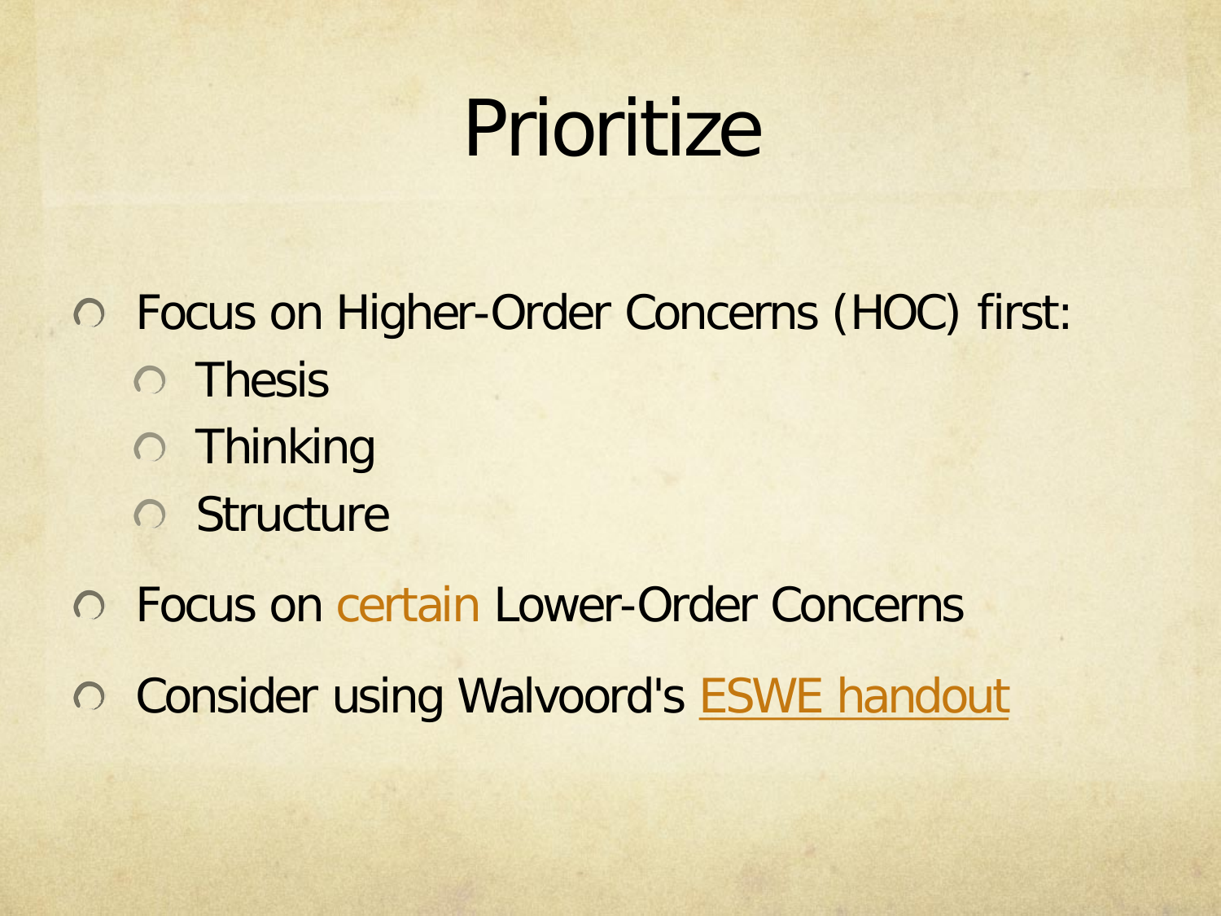# Prioritize

- Focus on Higher-Order Concerns (HOC) first:
  - Thesis
  - Thinking
  - Structure
- Focus on certain Lower-Order Concerns
- Consider using Walvoord's ESWE handout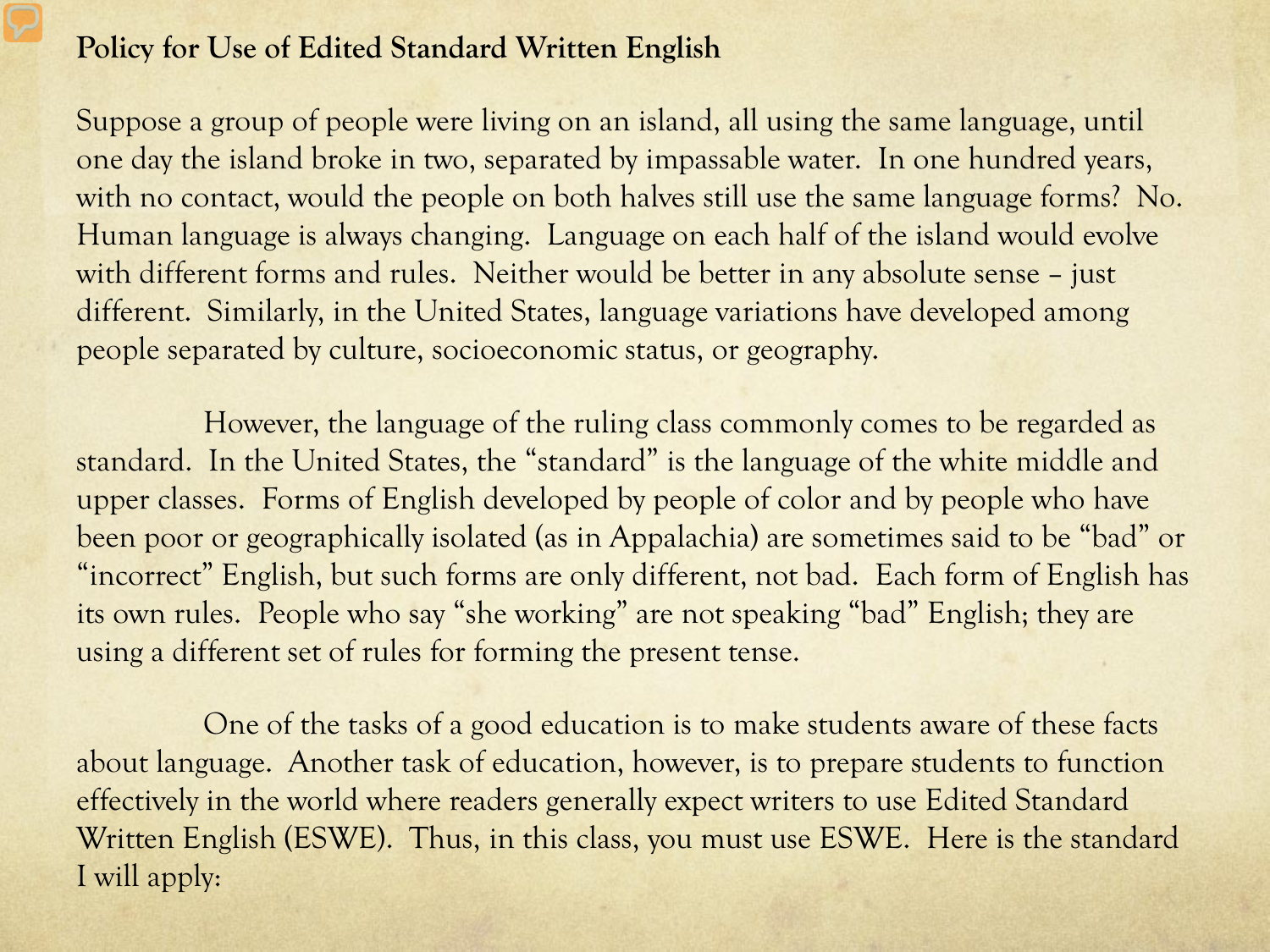**Policy for Use of Edited Standard Written English**

Suppose a group of people were living on an island, all using the same language, until one day the island broke in two, separated by impassable water. In one hundred years, with no contact, would the people on both halves still use the same language forms? No. Human language is always changing. Language on each half of the island would evolve with different forms and rules. Neither would be better in any absolute sense – just different. Similarly, in the United States, language variations have developed among people separated by culture, socioeconomic status, or geography.

However, the language of the ruling class commonly comes to be regarded as standard. In the United States, the "standard" is the language of the white middle and upper classes. Forms of English developed by people of color and by people who have been poor or geographically isolated (as in Appalachia) are sometimes said to be "bad" or "incorrect" English, but such forms are only different, not bad. Each form of English has its own rules. People who say "she working" are not speaking "bad" English; they are using a different set of rules for forming the present tense.

One of the tasks of a good education is to make students aware of these facts about language. Another task of education, however, is to prepare students to function effectively in the world where readers generally expect writers to use Edited Standard Written English (ESWE). Thus, in this class, you must use ESWE. Here is the standard I will apply: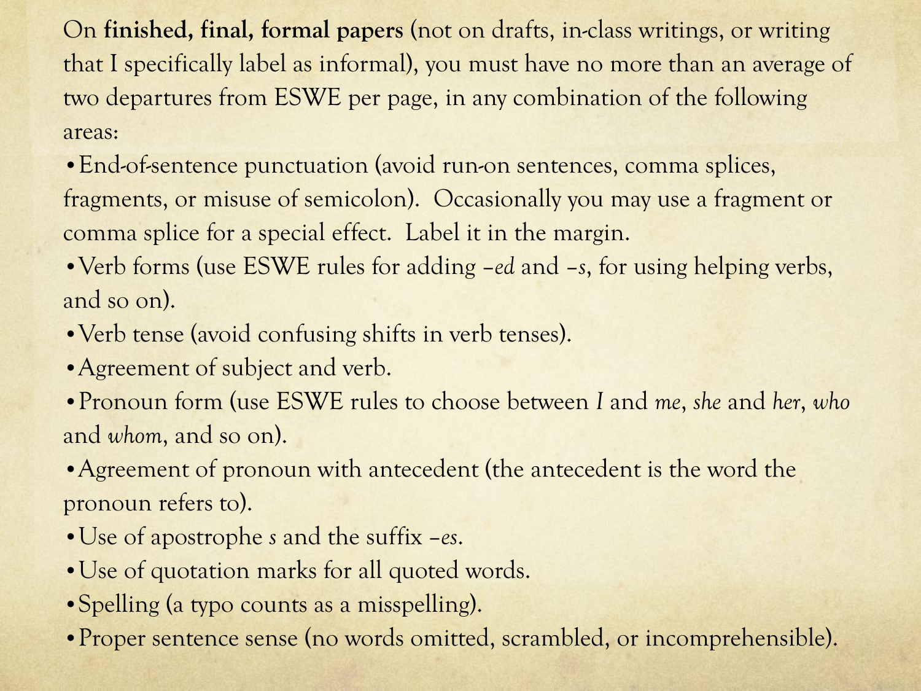On **finished, final, formal papers** (not on drafts, in-class writings, or writing that I specifically label as informal), you must have no more than an average of two departures from ESWE per page, in any combination of the following areas:

- End-of-sentence punctuation (avoid run-on sentences, comma splices, fragments, or misuse of semicolon). Occasionally you may use a fragment or comma splice for a special effect. Label it in the margin.
- Verb forms (use ESWE rules for adding –*ed* and –*s*, for using helping verbs, and so on).
- Verb tense (avoid confusing shifts in verb tenses).
- Agreement of subject and verb.
- Pronoun form (use ESWE rules to choose between *I* and *me*, *she* and *her*, *who* and *whom*, and so on).
- Agreement of pronoun with antecedent (the antecedent is the word the pronoun refers to).
- Use of apostrophe *s* and the suffix –*es*.
- Use of quotation marks for all quoted words.
- Spelling (a typo counts as a misspelling).
- Proper sentence sense (no words omitted, scrambled, or incomprehensible).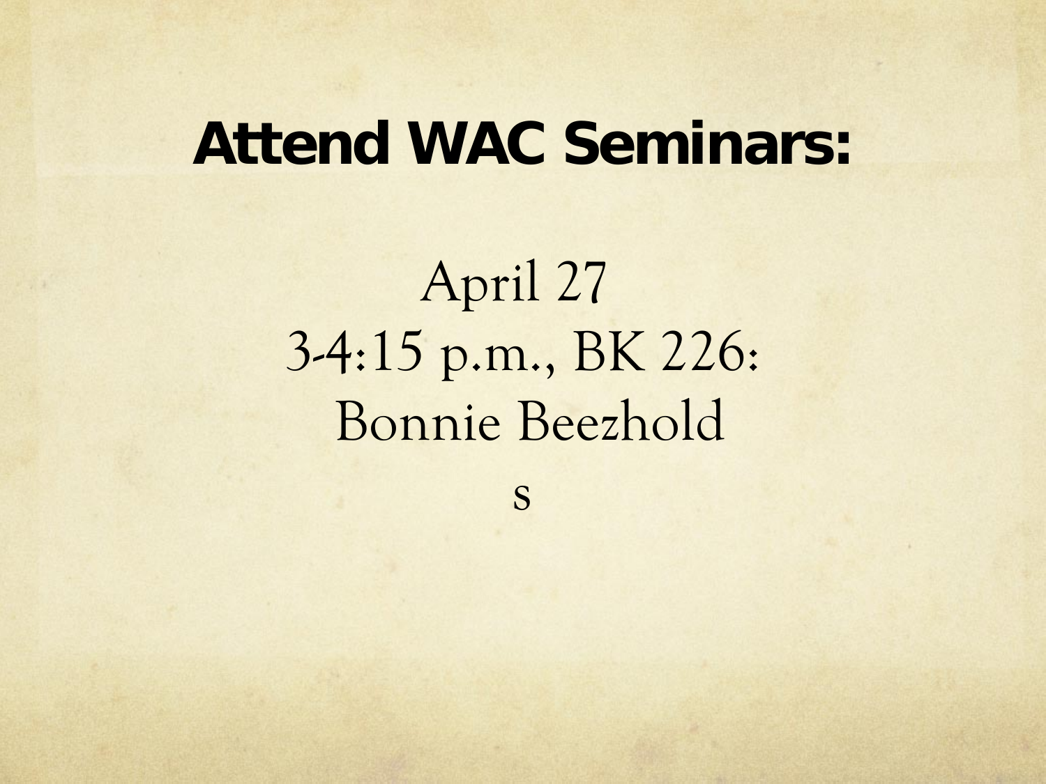# Attend WAC Seminars:

April 27
3-4:15 p.m., BK 226:
Bonnie Beezhold
s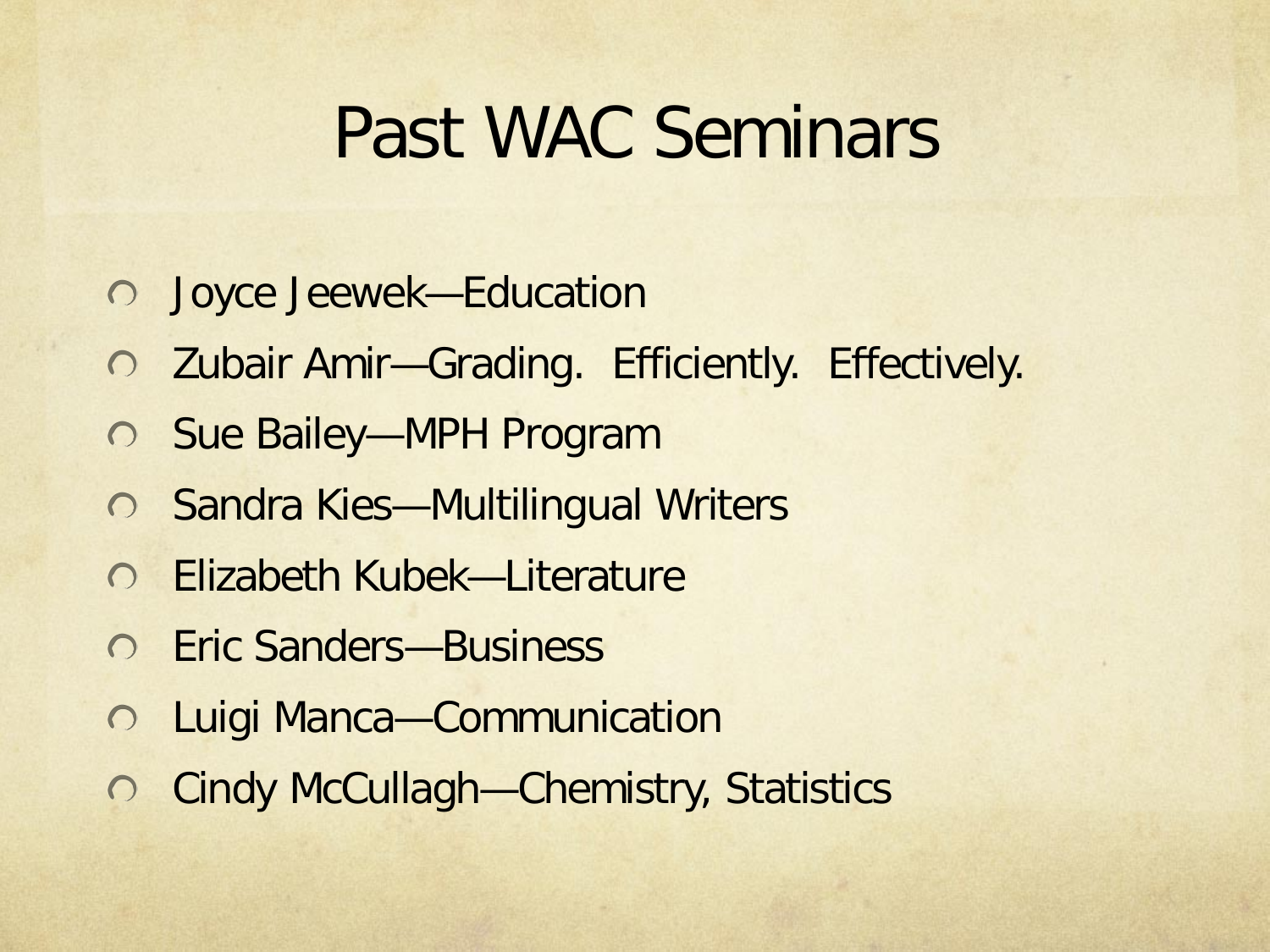# Past WAC Seminars

- Joyce Jeewek—Education
- Zubair Amir—Grading. Efficiently. Effectively.
- Sue Bailey—MPH Program
- Sandra Kies—Multilingual Writers
- Elizabeth Kubek—Literature
- Eric Sanders—Business
- Luigi Manca—Communication
- Cindy McCullagh—Chemistry, Statistics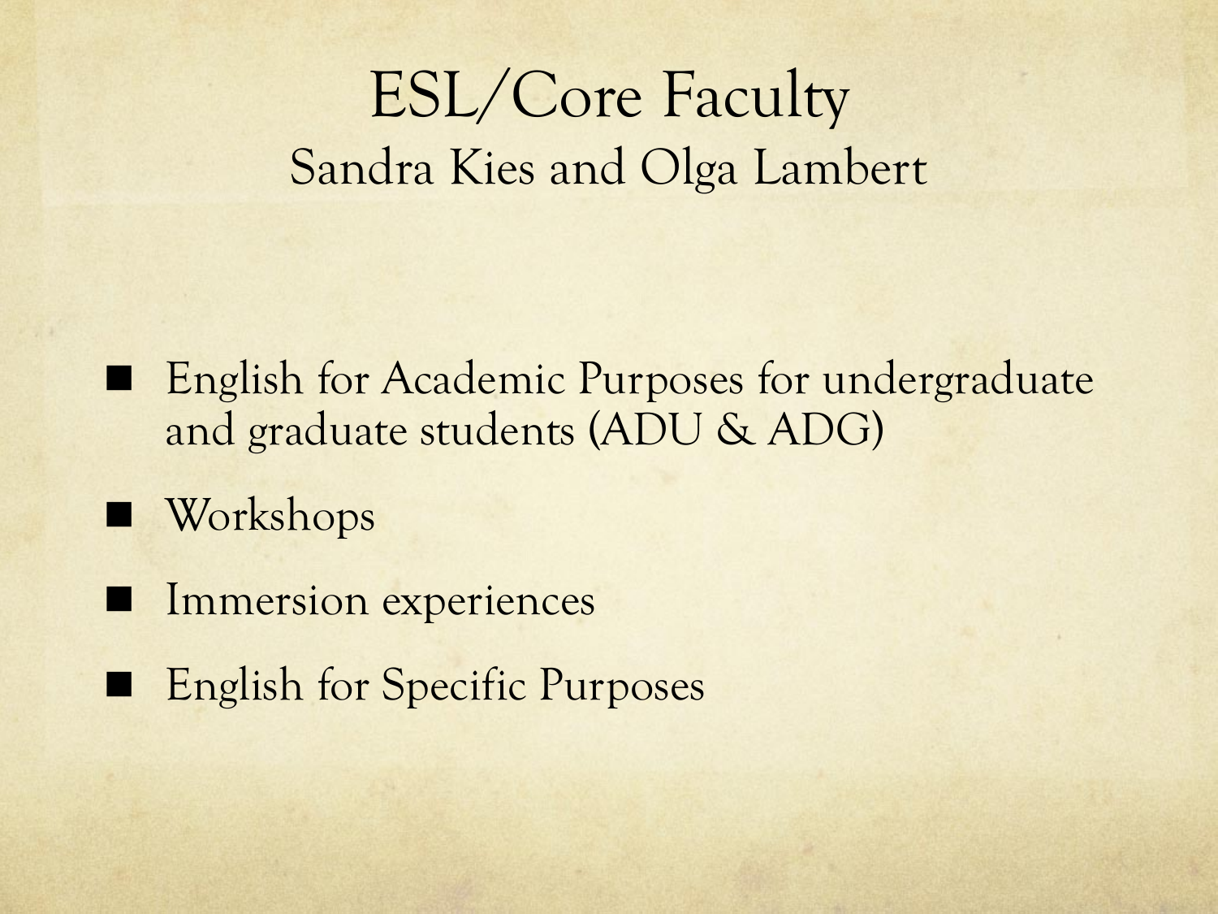# ESL/Core Faculty

## Sandra Kies and Olga Lambert

- English for Academic Purposes for undergraduate and graduate students (ADU & ADG)
- Workshops
- Immersion experiences
- English for Specific Purposes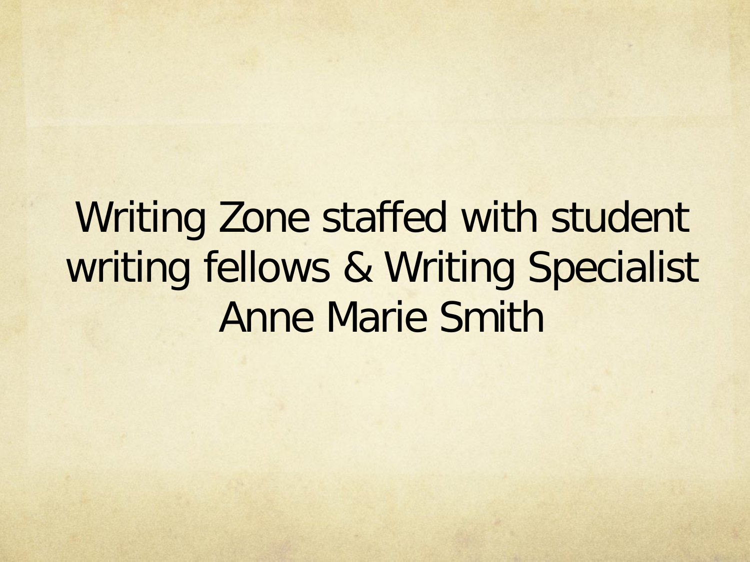Writing Zone staffed with student writing fellows & Writing Specialist Anne Marie Smith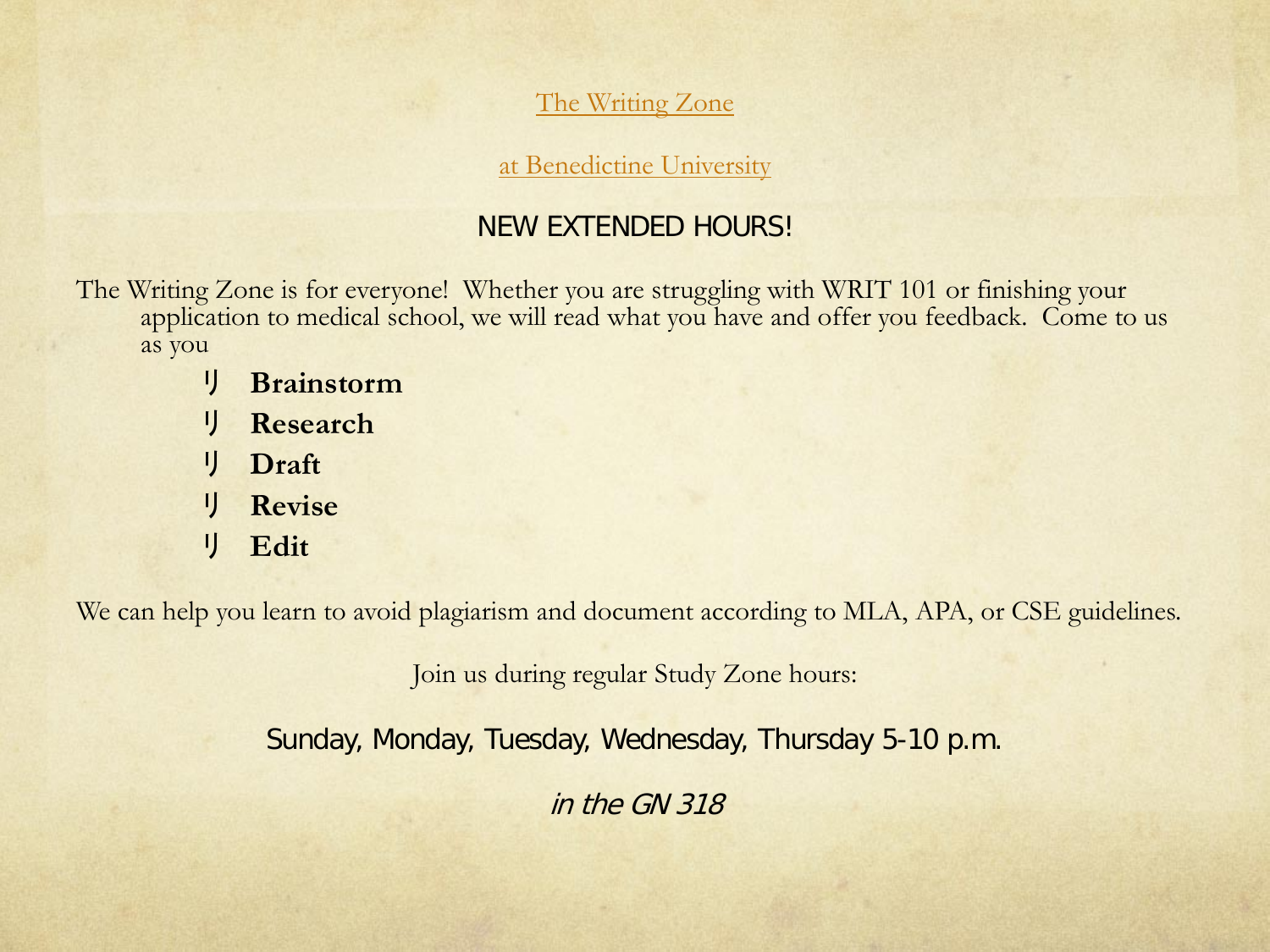The Writing Zone

at Benedictine University

## NEW EXTENDED HOURS!

The Writing Zone is for everyone! Whether you are struggling with WRIT 101 or finishing your application to medical school, we will read what you have and offer you feedback. Come to us as you

- **Brainstorm**
- **Research**
- **Draft**
- **Revise**
- **Edit**

We can help you learn to avoid plagiarism and document according to MLA, APA, or CSE guidelines.

Join us during regular Study Zone hours:

Sunday, Monday, Tuesday, Wednesday, Thursday 5-10 p.m.

*in the GN 318*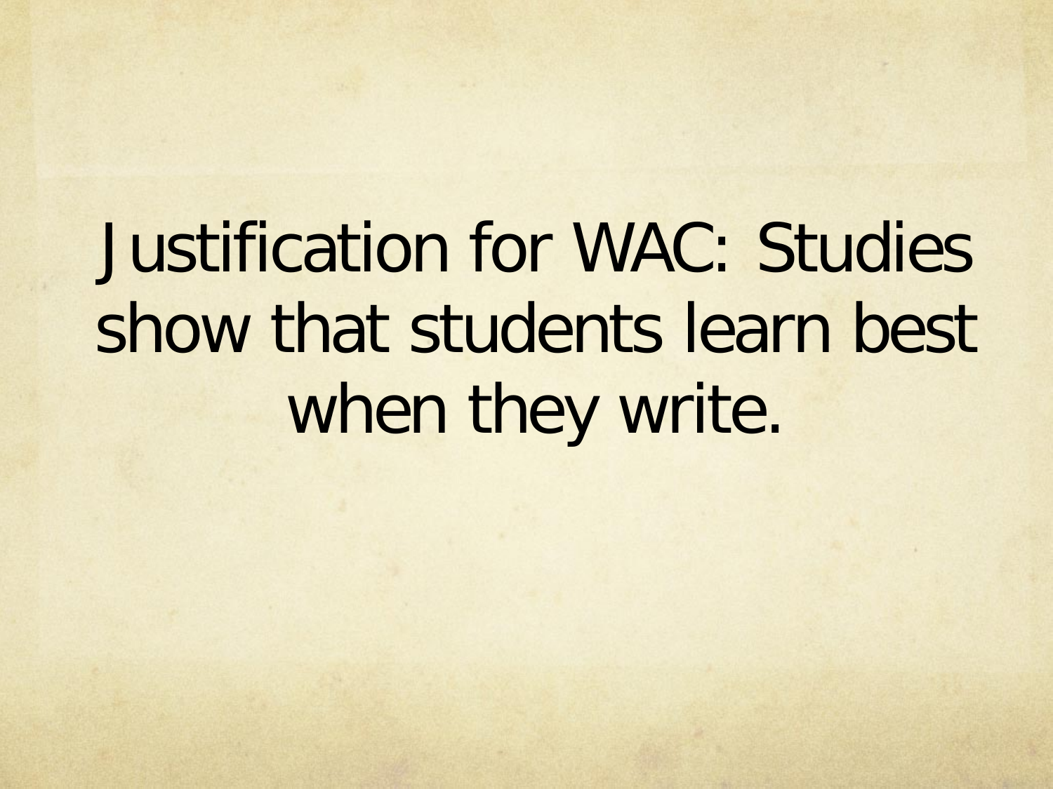# Justification for WAC: Studies show that students learn best when they write.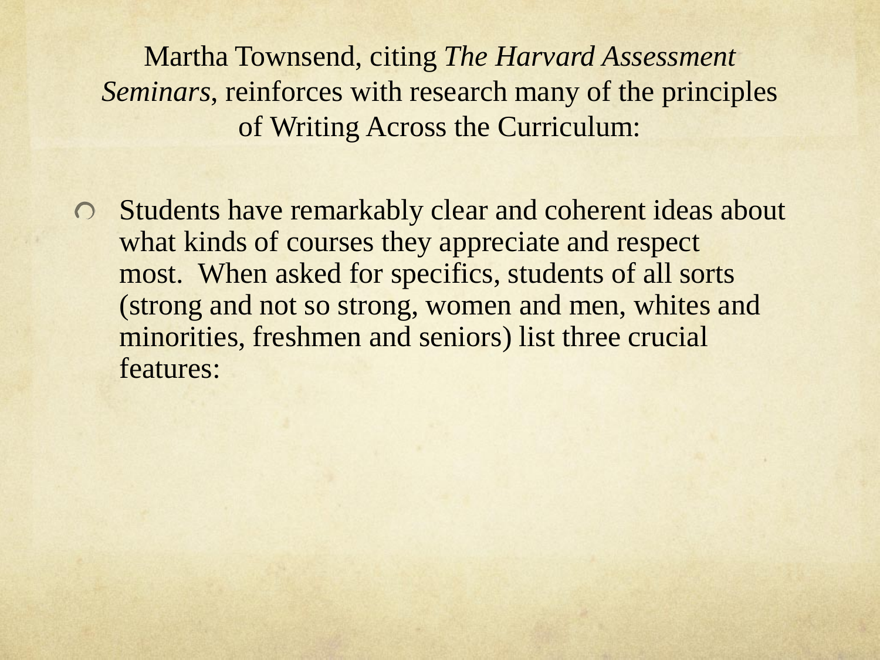Martha Townsend, citing *The Harvard Assessment Seminars*, reinforces with research many of the principles of Writing Across the Curriculum:

- Students have remarkably clear and coherent ideas about what kinds of courses they appreciate and respect most. When asked for specifics, students of all sorts (strong and not so strong, women and men, whites and minorities, freshmen and seniors) list three crucial features: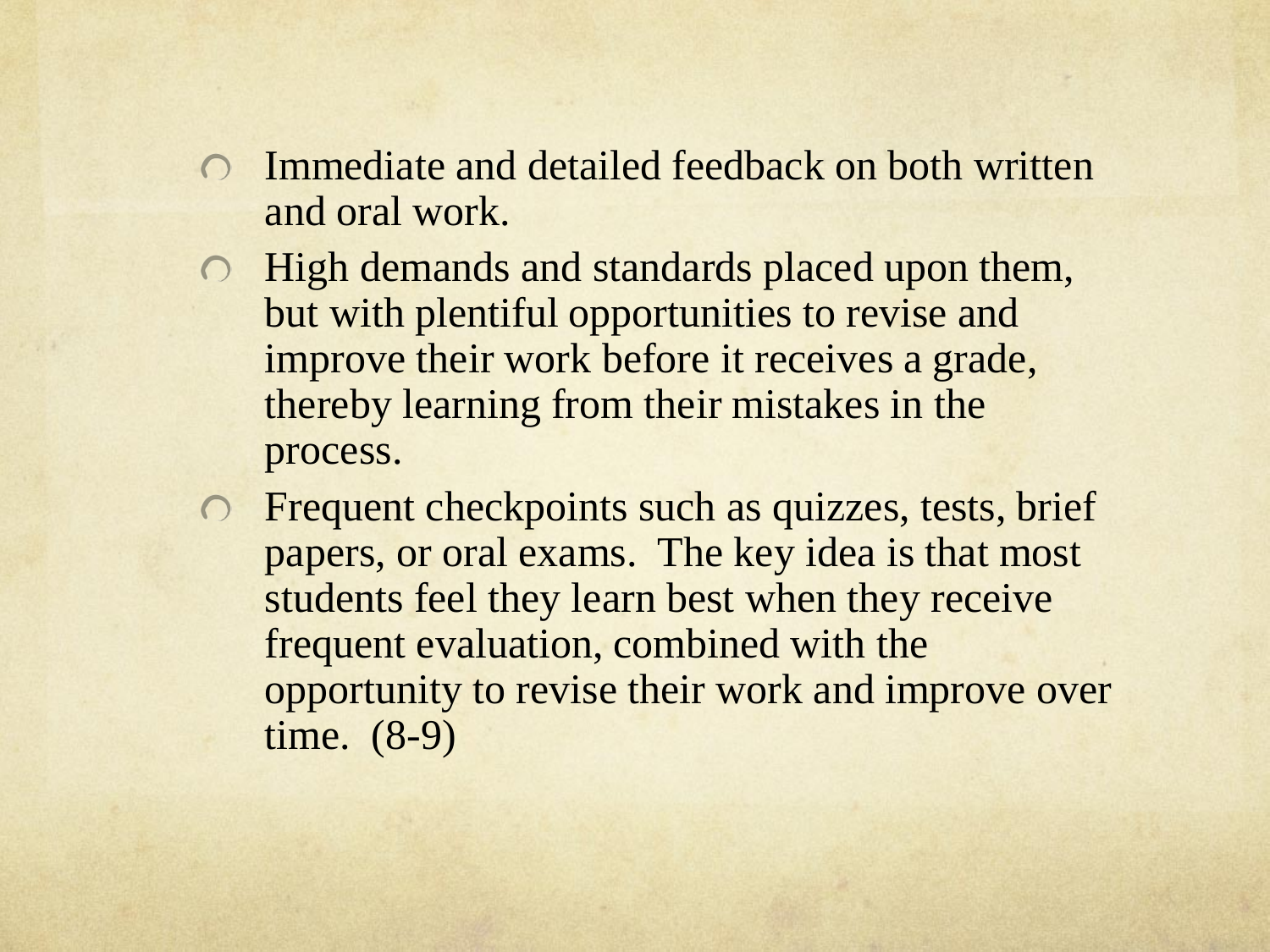- Immediate and detailed feedback on both written and oral work.
- High demands and standards placed upon them, but with plentiful opportunities to revise and improve their work before it receives a grade, thereby learning from their mistakes in the process.
- Frequent checkpoints such as quizzes, tests, brief papers, or oral exams. The key idea is that most students feel they learn best when they receive frequent evaluation, combined with the opportunity to revise their work and improve over time. (8-9)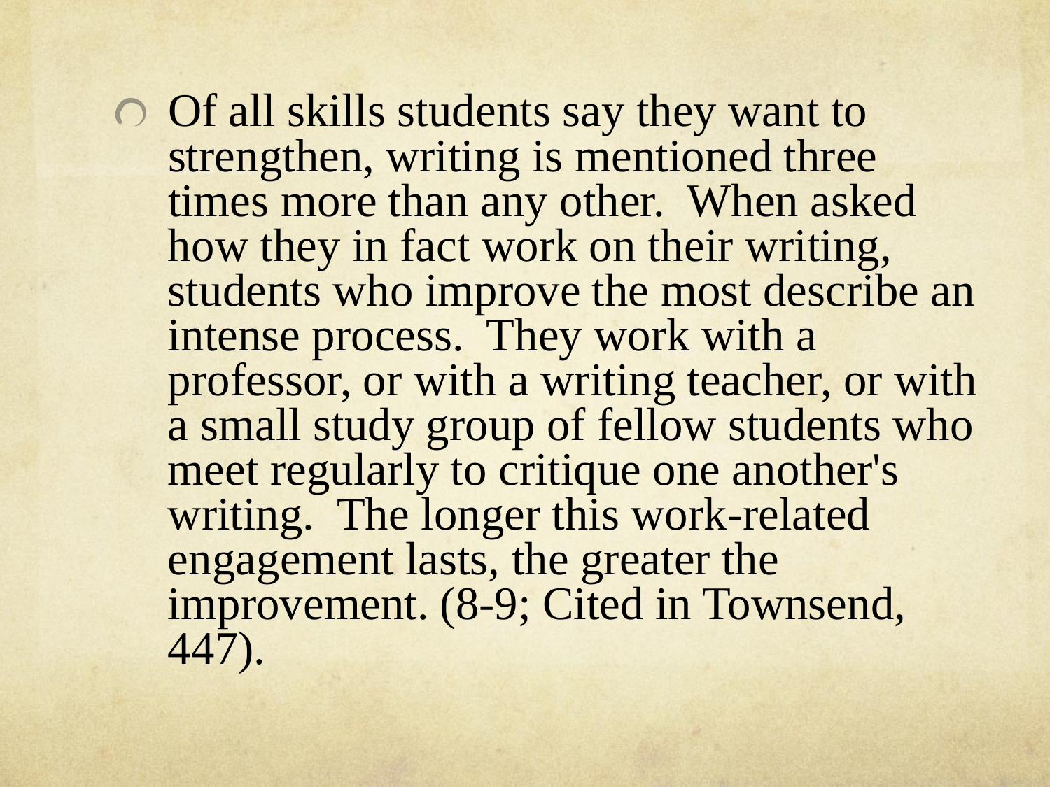- Of all skills students say they want to strengthen, writing is mentioned three times more than any other. When asked how they in fact work on their writing, students who improve the most describe an intense process. They work with a professor, or with a writing teacher, or with a small study group of fellow students who meet regularly to critique one another's writing. The longer this work-related engagement lasts, the greater the improvement. (8-9; Cited in Townsend, 447).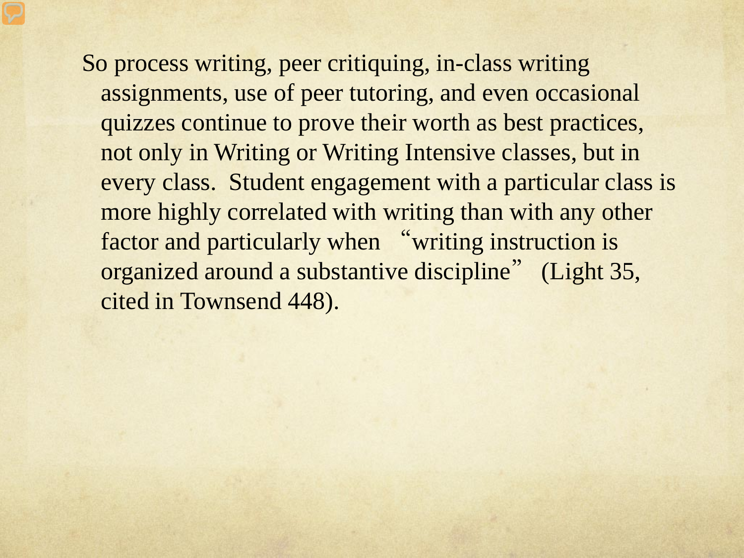So process writing, peer critiquing, in-class writing assignments, use of peer tutoring, and even occasional quizzes continue to prove their worth as best practices, not only in Writing or Writing Intensive classes, but in every class. Student engagement with a particular class is more highly correlated with writing than with any other factor and particularly when "writing instruction is organized around a substantive discipline" (Light 35, cited in Townsend 448).